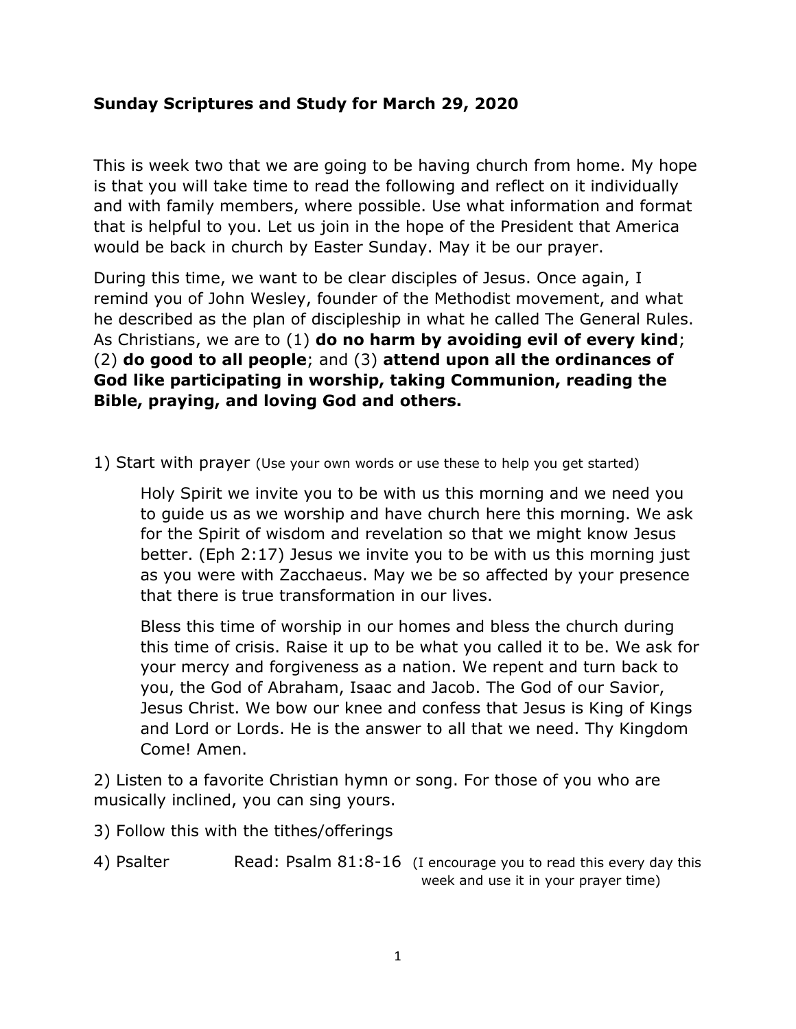**Sunday Scriptures and Study for March 29, 2020**

This is week two that we are going to be having church from home. My hope is that you will take time to read the following and reflect on it individually and with family members, where possible. Use what information and format that is helpful to you. Let us join in the hope of the President that America would be back in church by Easter Sunday. May it be our prayer.

During this time, we want to be clear disciples of Jesus. Once again, I remind you of John Wesley, founder of the Methodist movement, and what he described as the plan of discipleship in what he called The General Rules. As Christians, we are to (1) **do no harm by avoiding evil of every kind**; (2) **do good to all people**; and (3) **attend upon all the ordinances of God like participating in worship, taking Communion, reading the Bible, praying, and loving God and others.**

1) Start with prayer (Use your own words or use these to help you get started)

> Holy Spirit we invite you to be with us this morning and we need you to guide us as we worship and have church here this morning. We ask for the Spirit of wisdom and revelation so that we might know Jesus better. (Eph 2:17) Jesus we invite you to be with us this morning just as you were with Zacchaeus. May we be so affected by your presence that there is true transformation in our lives.
>
> Bless this time of worship in our homes and bless the church during this time of crisis. Raise it up to be what you called it to be. We ask for your mercy and forgiveness as a nation. We repent and turn back to you, the God of Abraham, Isaac and Jacob. The God of our Savior, Jesus Christ. We bow our knee and confess that Jesus is King of Kings and Lord or Lords. He is the answer to all that we need. Thy Kingdom Come! Amen.

2) Listen to a favorite Christian hymn or song. For those of you who are musically inclined, you can sing yours.

3) Follow this with the tithes/offerings

4) Psalter Read: Psalm 81:8-16 (I encourage you to read this every day this week and use it in your prayer time)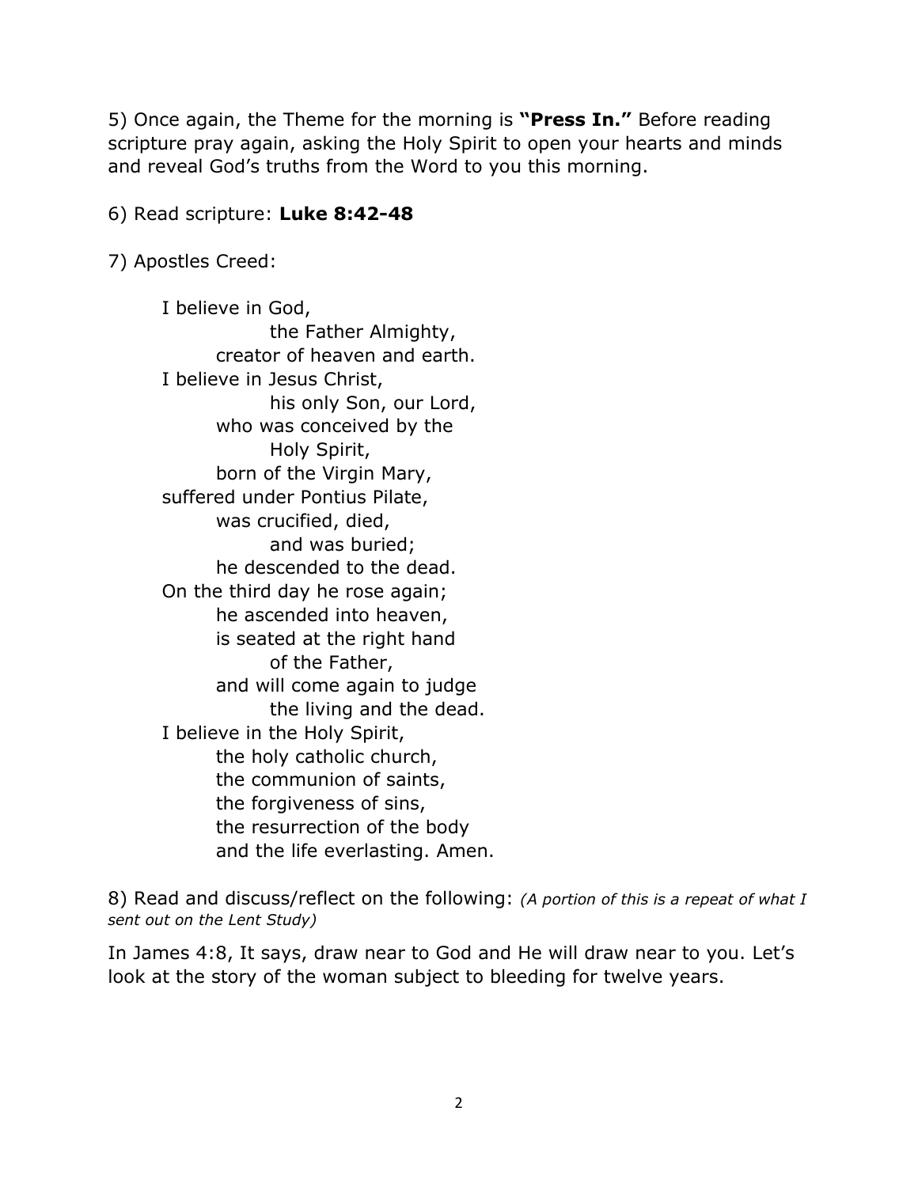5) Once again, the Theme for the morning is **"Press In."** Before reading scripture pray again, asking the Holy Spirit to open your hearts and minds and reveal God's truths from the Word to you this morning.

6) Read scripture: **Luke 8:42-48**

7) Apostles Creed:

> I believe in God,
> the Father Almighty,
> creator of heaven and earth.
> I believe in Jesus Christ,
> his only Son, our Lord,
> who was conceived by the
> Holy Spirit,
> born of the Virgin Mary,
> suffered under Pontius Pilate,
> was crucified, died,
> and was buried;
> he descended to the dead.
> On the third day he rose again;
> he ascended into heaven,
> is seated at the right hand
> of the Father,
> and will come again to judge
> the living and the dead.
> I believe in the Holy Spirit,
> the holy catholic church,
> the communion of saints,
> the forgiveness of sins,
> the resurrection of the body
> and the life everlasting. Amen.

8) Read and discuss/reflect on the following: *(A portion of this is a repeat of what I sent out on the Lent Study)*

In James 4:8, It says, draw near to God and He will draw near to you. Let's look at the story of the woman subject to bleeding for twelve years.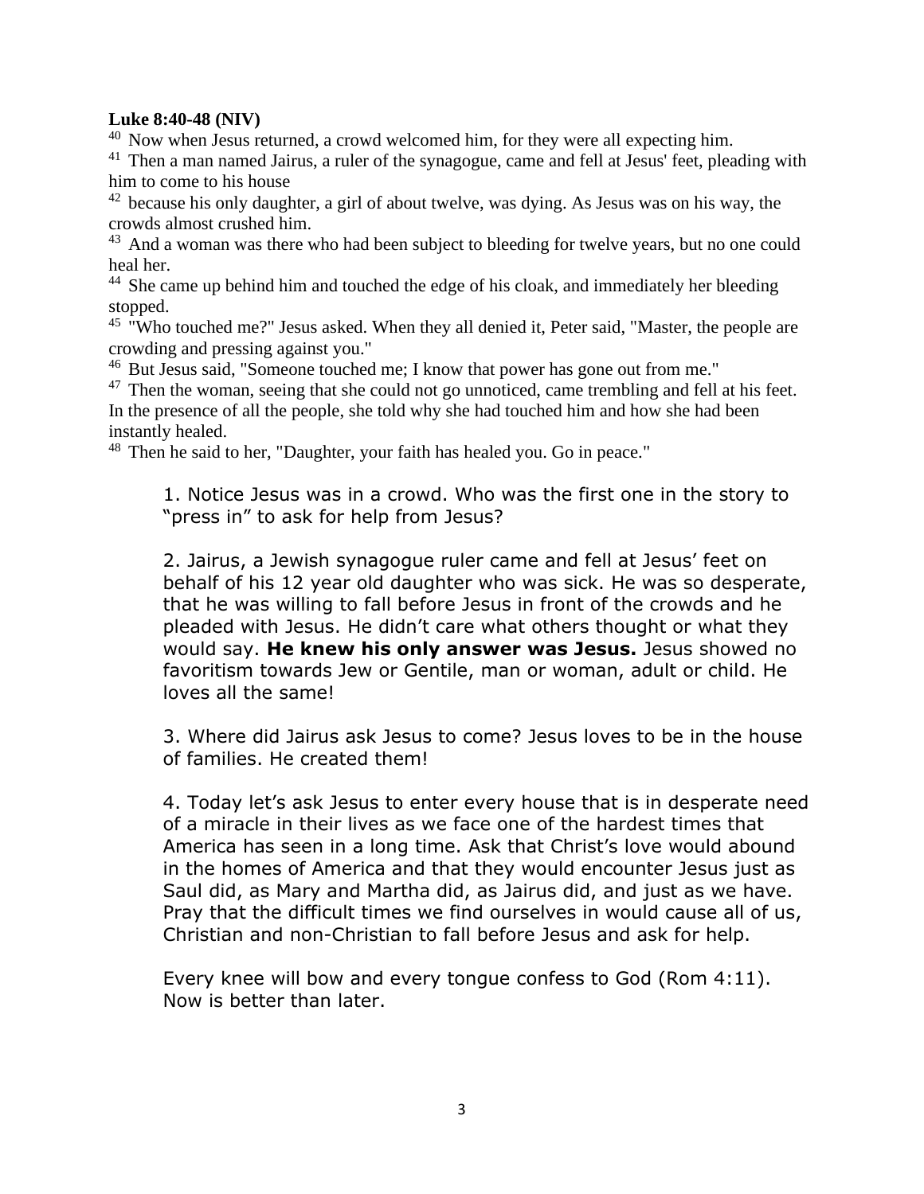**Luke 8:40-48 (NIV)**

40 Now when Jesus returned, a crowd welcomed him, for they were all expecting him.
41 Then a man named Jairus, a ruler of the synagogue, came and fell at Jesus' feet, pleading with him to come to his house
42 because his only daughter, a girl of about twelve, was dying. As Jesus was on his way, the crowds almost crushed him.
43 And a woman was there who had been subject to bleeding for twelve years, but no one could heal her.
44 She came up behind him and touched the edge of his cloak, and immediately her bleeding stopped.
45 "Who touched me?" Jesus asked. When they all denied it, Peter said, "Master, the people are crowding and pressing against you."
46 But Jesus said, "Someone touched me; I know that power has gone out from me."
47 Then the woman, seeing that she could not go unnoticed, came trembling and fell at his feet. In the presence of all the people, she told why she had touched him and how she had been instantly healed.
48 Then he said to her, "Daughter, your faith has healed you. Go in peace."

1. Notice Jesus was in a crowd. Who was the first one in the story to "press in" to ask for help from Jesus?

2. Jairus, a Jewish synagogue ruler came and fell at Jesus' feet on behalf of his 12 year old daughter who was sick. He was so desperate, that he was willing to fall before Jesus in front of the crowds and he pleaded with Jesus. He didn't care what others thought or what they would say. **He knew his only answer was Jesus.** Jesus showed no favoritism towards Jew or Gentile, man or woman, adult or child. He loves all the same!

3. Where did Jairus ask Jesus to come? Jesus loves to be in the house of families. He created them!

4. Today let's ask Jesus to enter every house that is in desperate need of a miracle in their lives as we face one of the hardest times that America has seen in a long time. Ask that Christ's love would abound in the homes of America and that they would encounter Jesus just as Saul did, as Mary and Martha did, as Jairus did, and just as we have. Pray that the difficult times we find ourselves in would cause all of us, Christian and non-Christian to fall before Jesus and ask for help.

Every knee will bow and every tongue confess to God (Rom 4:11). Now is better than later.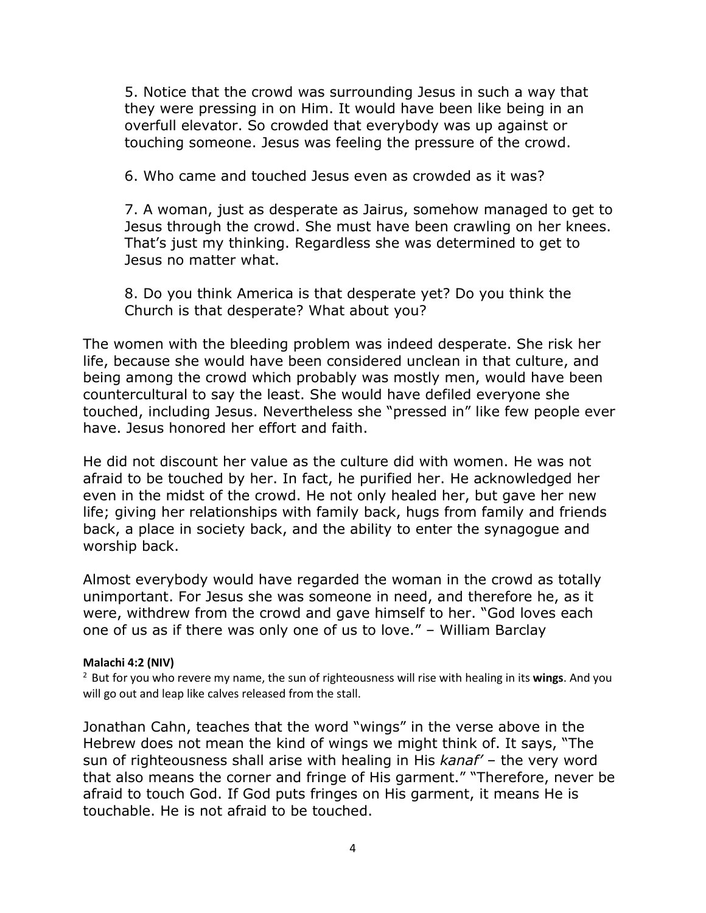5. Notice that the crowd was surrounding Jesus in such a way that they were pressing in on Him. It would have been like being in an overfull elevator. So crowded that everybody was up against or touching someone. Jesus was feeling the pressure of the crowd.

6. Who came and touched Jesus even as crowded as it was?

7. A woman, just as desperate as Jairus, somehow managed to get to Jesus through the crowd. She must have been crawling on her knees. That's just my thinking. Regardless she was determined to get to Jesus no matter what.

8. Do you think America is that desperate yet? Do you think the Church is that desperate? What about you?

The women with the bleeding problem was indeed desperate. She risk her life, because she would have been considered unclean in that culture, and being among the crowd which probably was mostly men, would have been countercultural to say the least. She would have defiled everyone she touched, including Jesus. Nevertheless she "pressed in" like few people ever have. Jesus honored her effort and faith.

He did not discount her value as the culture did with women. He was not afraid to be touched by her. In fact, he purified her. He acknowledged her even in the midst of the crowd. He not only healed her, but gave her new life; giving her relationships with family back, hugs from family and friends back, a place in society back, and the ability to enter the synagogue and worship back.

Almost everybody would have regarded the woman in the crowd as totally unimportant. For Jesus she was someone in need, and therefore he, as it were, withdrew from the crowd and gave himself to her. "God loves each one of us as if there was only one of us to love." – William Barclay

**Malachi 4:2 (NIV)**

[2] But for you who revere my name, the sun of righteousness will rise with healing in its **wings**. And you will go out and leap like calves released from the stall.

Jonathan Cahn, teaches that the word "wings" in the verse above in the Hebrew does not mean the kind of wings we might think of. It says, "The sun of righteousness shall arise with healing in His *kanaf'* – the very word that also means the corner and fringe of His garment." "Therefore, never be afraid to touch God. If God puts fringes on His garment, it means He is touchable. He is not afraid to be touched.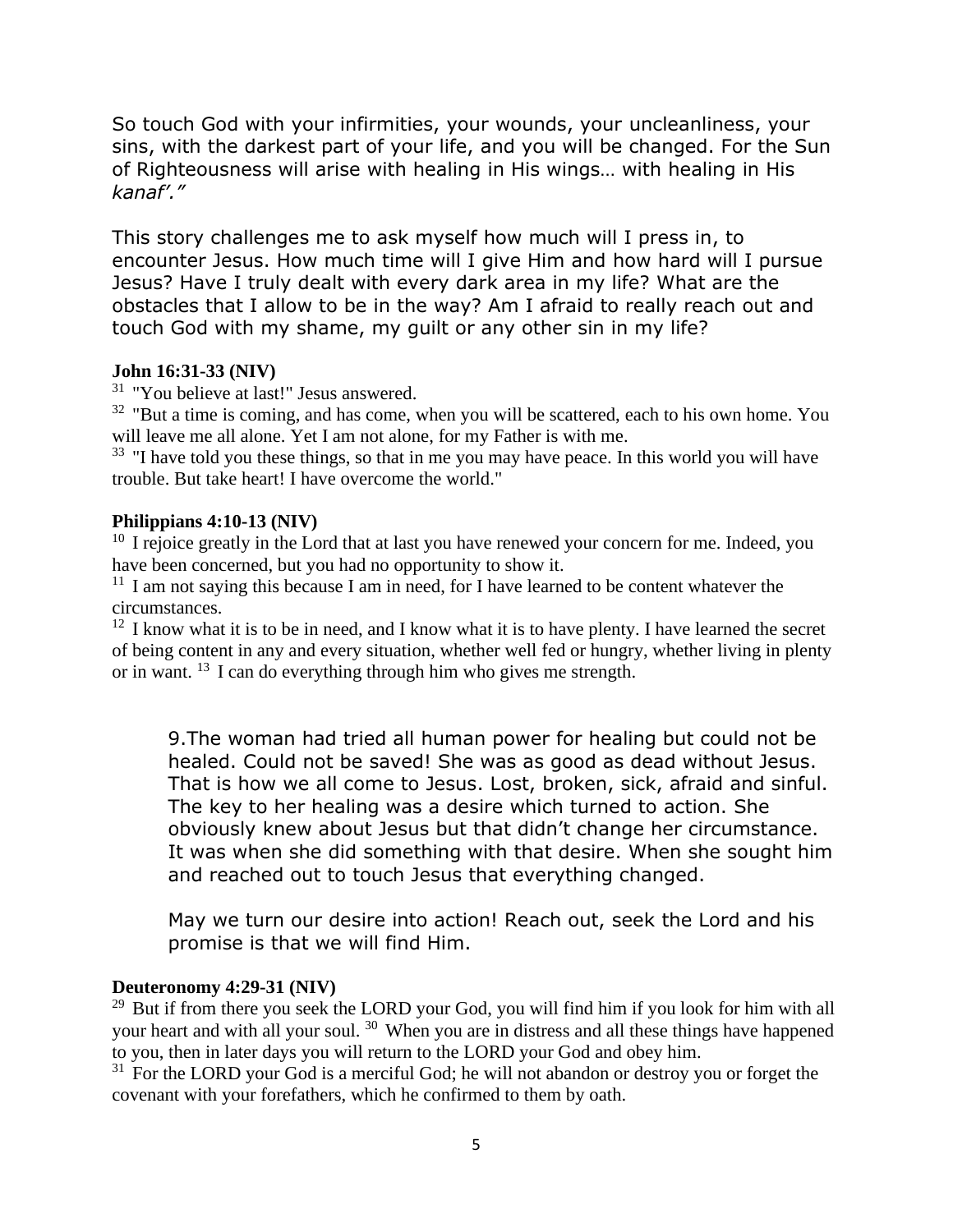So touch God with your infirmities, your wounds, your uncleanliness, your sins, with the darkest part of your life, and you will be changed. For the Sun of Righteousness will arise with healing in His wings… with healing in His *kanaf'."*

This story challenges me to ask myself how much will I press in, to encounter Jesus. How much time will I give Him and how hard will I pursue Jesus? Have I truly dealt with every dark area in my life? What are the obstacles that I allow to be in the way? Am I afraid to really reach out and touch God with my shame, my guilt or any other sin in my life?

**John 16:31-33 (NIV)**
[31] "You believe at last!" Jesus answered.
[32] "But a time is coming, and has come, when you will be scattered, each to his own home. You will leave me all alone. Yet I am not alone, for my Father is with me.
[33] "I have told you these things, so that in me you may have peace. In this world you will have trouble. But take heart! I have overcome the world."

**Philippians 4:10-13 (NIV)**
[10] I rejoice greatly in the Lord that at last you have renewed your concern for me. Indeed, you have been concerned, but you had no opportunity to show it.
[11] I am not saying this because I am in need, for I have learned to be content whatever the circumstances.
[12] I know what it is to be in need, and I know what it is to have plenty. I have learned the secret of being content in any and every situation, whether well fed or hungry, whether living in plenty or in want. [13] I can do everything through him who gives me strength.

9.The woman had tried all human power for healing but could not be healed. Could not be saved! She was as good as dead without Jesus. That is how we all come to Jesus. Lost, broken, sick, afraid and sinful. The key to her healing was a desire which turned to action. She obviously knew about Jesus but that didn't change her circumstance. It was when she did something with that desire. When she sought him and reached out to touch Jesus that everything changed.

May we turn our desire into action! Reach out, seek the Lord and his promise is that we will find Him.

**Deuteronomy 4:29-31 (NIV)**
[29] But if from there you seek the LORD your God, you will find him if you look for him with all your heart and with all your soul. [30] When you are in distress and all these things have happened to you, then in later days you will return to the LORD your God and obey him.
[31] For the LORD your God is a merciful God; he will not abandon or destroy you or forget the covenant with your forefathers, which he confirmed to them by oath.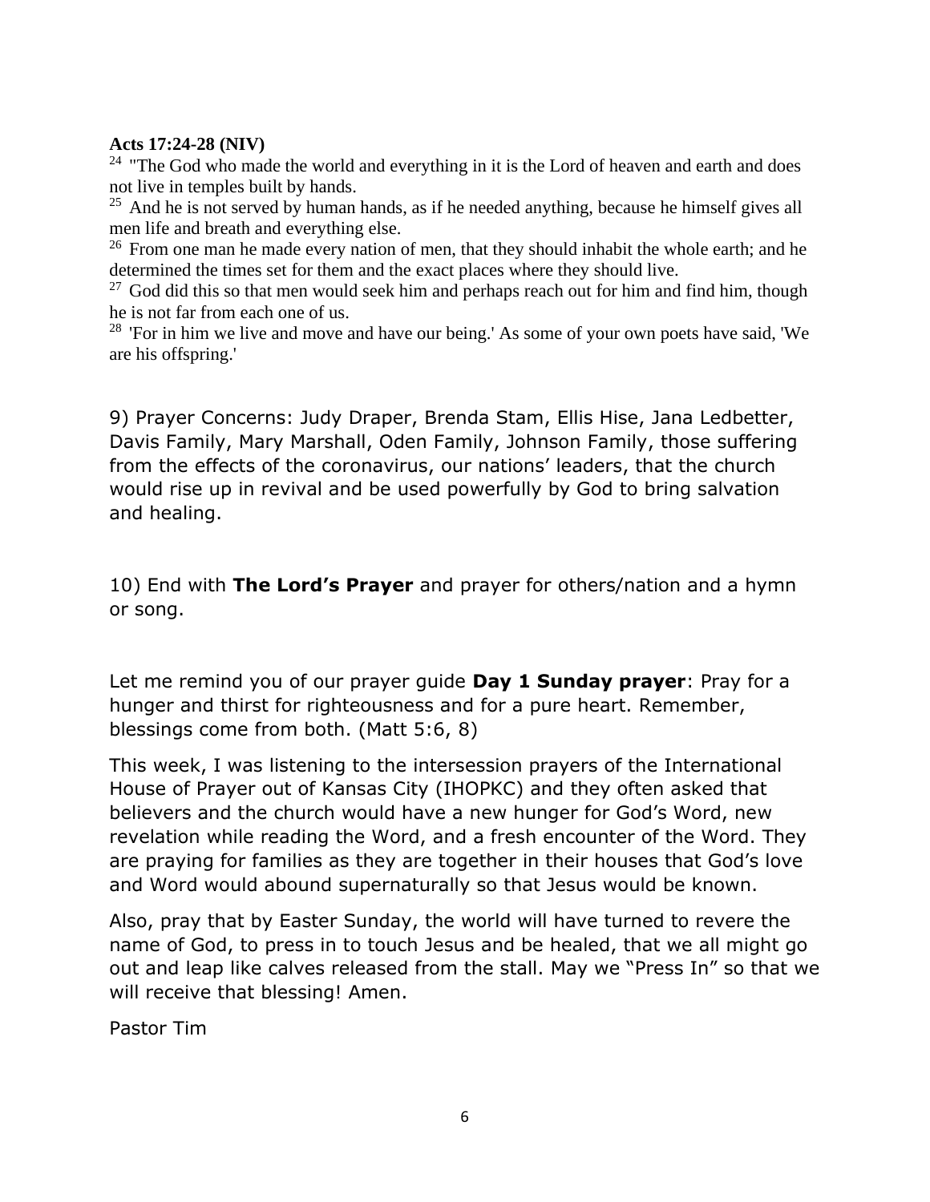**Acts 17:24-28 (NIV)**

[24] "The God who made the world and everything in it is the Lord of heaven and earth and does not live in temples built by hands.

[25] And he is not served by human hands, as if he needed anything, because he himself gives all men life and breath and everything else.

[26] From one man he made every nation of men, that they should inhabit the whole earth; and he determined the times set for them and the exact places where they should live.

[27] God did this so that men would seek him and perhaps reach out for him and find him, though he is not far from each one of us.

[28] 'For in him we live and move and have our being.' As some of your own poets have said, 'We are his offspring.'

9) Prayer Concerns: Judy Draper, Brenda Stam, Ellis Hise, Jana Ledbetter, Davis Family, Mary Marshall, Oden Family, Johnson Family, those suffering from the effects of the coronavirus, our nations' leaders, that the church would rise up in revival and be used powerfully by God to bring salvation and healing.

10) End with **The Lord's Prayer** and prayer for others/nation and a hymn or song.

Let me remind you of our prayer guide **Day 1 Sunday prayer**: Pray for a hunger and thirst for righteousness and for a pure heart. Remember, blessings come from both. (Matt 5:6, 8)

This week, I was listening to the intersession prayers of the International House of Prayer out of Kansas City (IHOPKC) and they often asked that believers and the church would have a new hunger for God's Word, new revelation while reading the Word, and a fresh encounter of the Word. They are praying for families as they are together in their houses that God's love and Word would abound supernaturally so that Jesus would be known.

Also, pray that by Easter Sunday, the world will have turned to revere the name of God, to press in to touch Jesus and be healed, that we all might go out and leap like calves released from the stall. May we "Press In" so that we will receive that blessing! Amen.

Pastor Tim